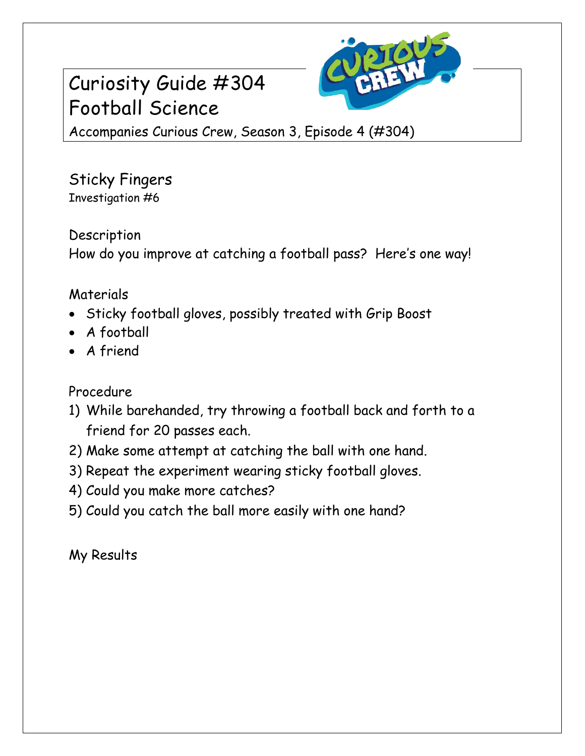# Curiosity Guide #304
# Football Science

Accompanies Curious Crew, Season 3, Episode 4 (#304)

## Sticky Fingers

Investigation #6

### Description

How do you improve at catching a football pass? Here's one way!

### Materials

- Sticky football gloves, possibly treated with Grip Boost
- A football
- A friend

### Procedure

1) While barehanded, try throwing a football back and forth to a friend for 20 passes each.
2) Make some attempt at catching the ball with one hand.
3) Repeat the experiment wearing sticky football gloves.
4) Could you make more catches?
5) Could you catch the ball more easily with one hand?

### My Results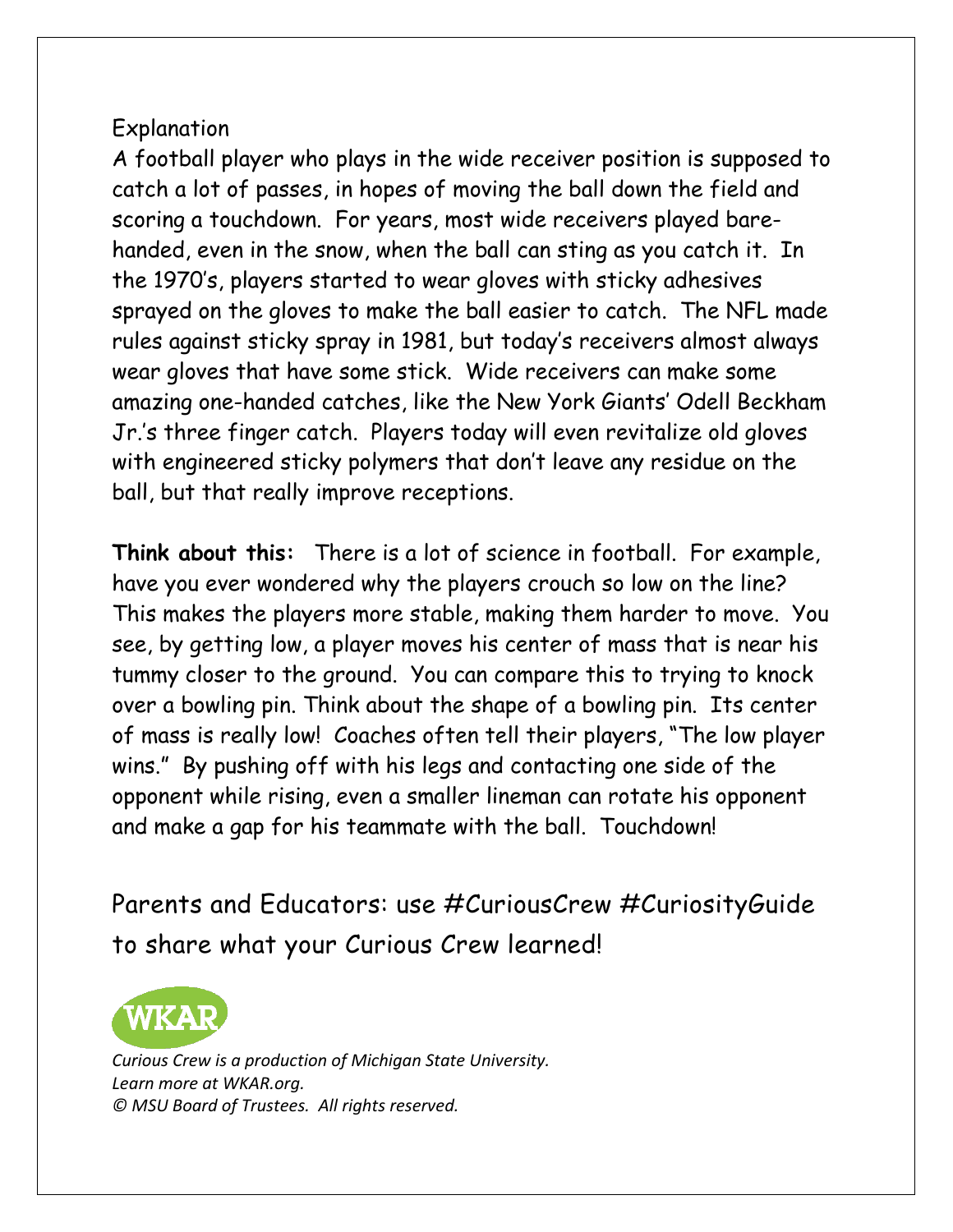## Explanation

A football player who plays in the wide receiver position is supposed to catch a lot of passes, in hopes of moving the ball down the field and scoring a touchdown. For years, most wide receivers played bare-handed, even in the snow, when the ball can sting as you catch it. In the 1970's, players started to wear gloves with sticky adhesives sprayed on the gloves to make the ball easier to catch. The NFL made rules against sticky spray in 1981, but today's receivers almost always wear gloves that have some stick. Wide receivers can make some amazing one-handed catches, like the New York Giants' Odell Beckham Jr.'s three finger catch. Players today will even revitalize old gloves with engineered sticky polymers that don't leave any residue on the ball, but that really improve receptions.

**Think about this:** There is a lot of science in football. For example, have you ever wondered why the players crouch so low on the line? This makes the players more stable, making them harder to move. You see, by getting low, a player moves his center of mass that is near his tummy closer to the ground. You can compare this to trying to knock over a bowling pin. Think about the shape of a bowling pin. Its center of mass is really low! Coaches often tell their players, "The low player wins." By pushing off with his legs and contacting one side of the opponent while rising, even a smaller lineman can rotate his opponent and make a gap for his teammate with the ball. Touchdown!

Parents and Educators: use #CuriousCrew #CuriosityGuide to share what your Curious Crew learned!

WKAR

*Curious Crew is a production of Michigan State University.*
*Learn more at WKAR.org.*
*© MSU Board of Trustees. All rights reserved.*